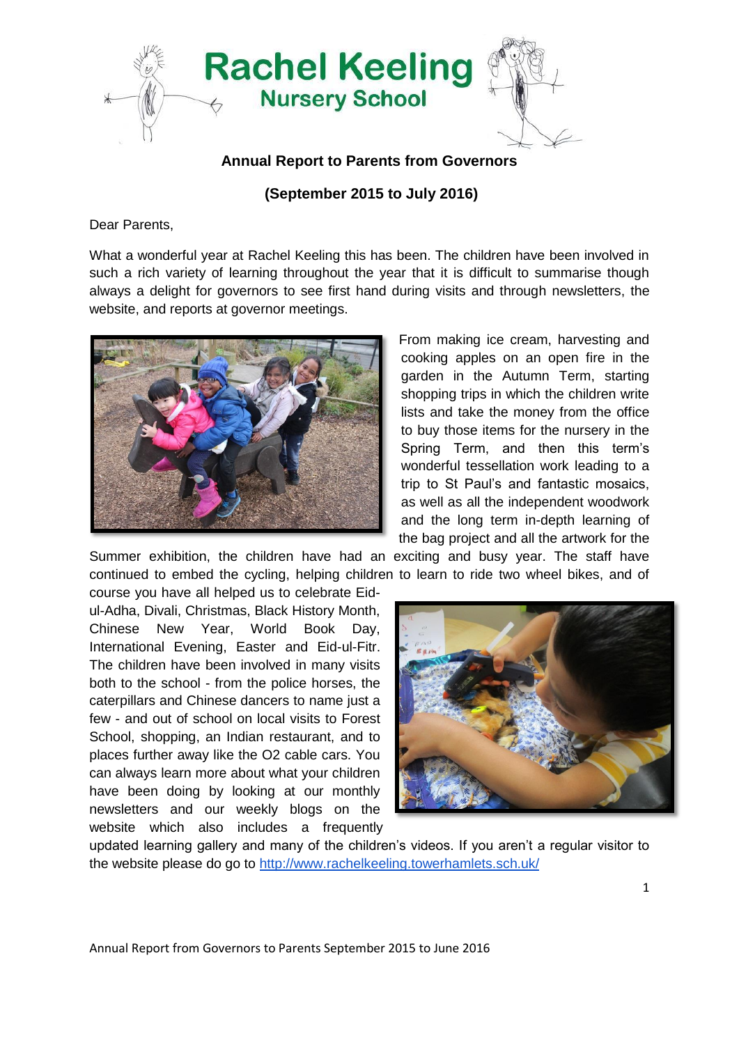# Rachel Keeling
## Nursery School

**Annual Report to Parents from Governors**

**(September 2015 to July 2016)**

Dear Parents,

What a wonderful year at Rachel Keeling this has been. The children have been involved in such a rich variety of learning throughout the year that it is difficult to summarise though always a delight for governors to see first hand during visits and through newsletters, the website, and reports at governor meetings.

From making ice cream, harvesting and cooking apples on an open fire in the garden in the Autumn Term, starting shopping trips in which the children write lists and take the money from the office to buy those items for the nursery in the Spring Term, and then this term's wonderful tessellation work leading to a trip to St Paul's and fantastic mosaics, as well as all the independent woodwork and the long term in-depth learning of the bag project and all the artwork for the Summer exhibition, the children have had an exciting and busy year. The staff have continued to embed the cycling, helping children to learn to ride two wheel bikes, and of course you have all helped us to celebrate Eid-ul-Adha, Divali, Christmas, Black History Month, Chinese New Year, World Book Day, International Evening, Easter and Eid-ul-Fitr. The children have been involved in many visits both to the school - from the police horses, the caterpillars and Chinese dancers to name just a few - and out of school on local visits to Forest School, shopping, an Indian restaurant, and to places further away like the O2 cable cars. You can always learn more about what your children have been doing by looking at our monthly newsletters and our weekly blogs on the website which also includes a frequently updated learning gallery and many of the children's videos. If you aren't a regular visitor to the website please do go to http://www.rachelkeeling.towerhamlets.sch.uk/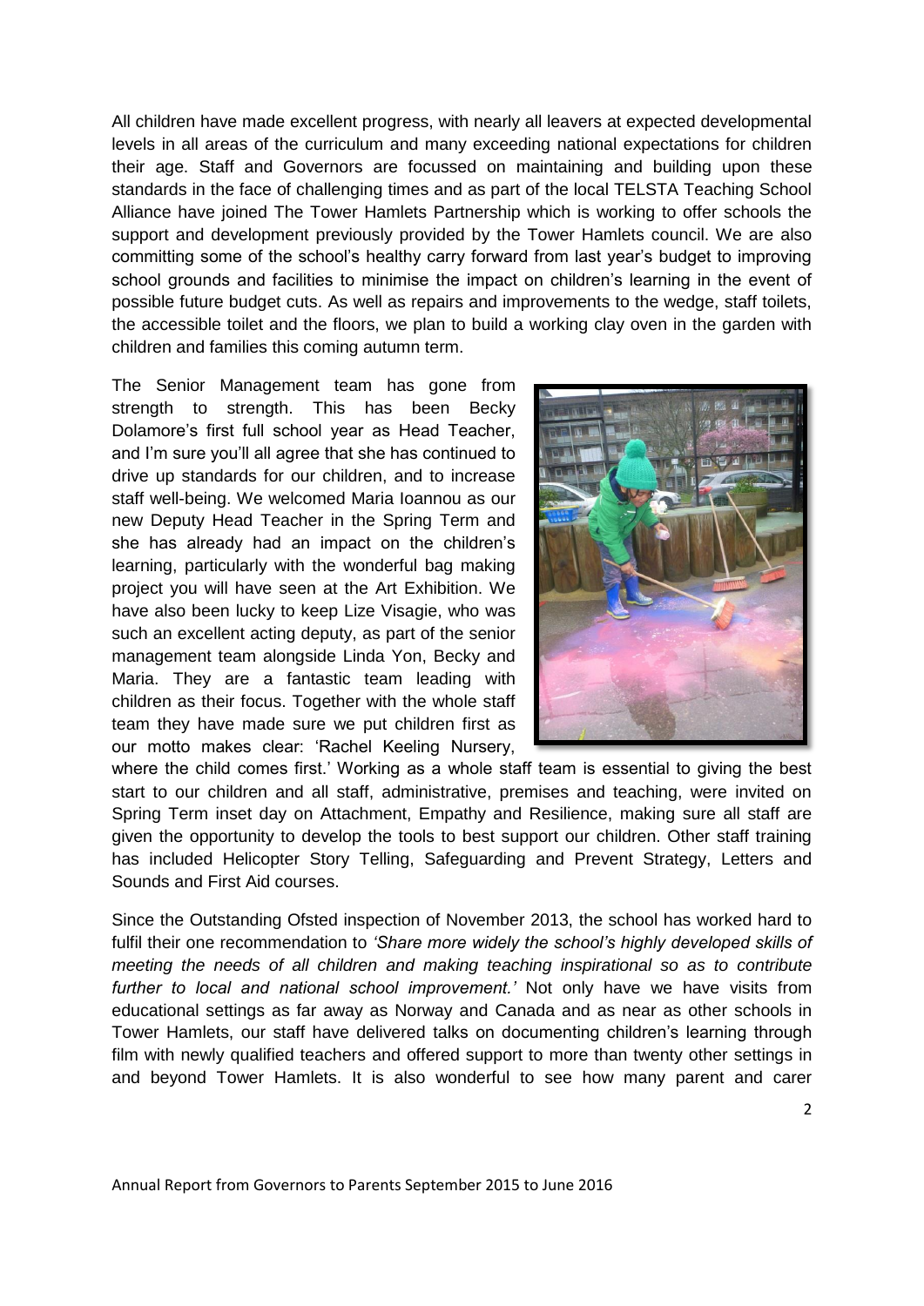All children have made excellent progress, with nearly all leavers at expected developmental levels in all areas of the curriculum and many exceeding national expectations for children their age. Staff and Governors are focussed on maintaining and building upon these standards in the face of challenging times and as part of the local TELSTA Teaching School Alliance have joined The Tower Hamlets Partnership which is working to offer schools the support and development previously provided by the Tower Hamlets council. We are also committing some of the school's healthy carry forward from last year's budget to improving school grounds and facilities to minimise the impact on children's learning in the event of possible future budget cuts. As well as repairs and improvements to the wedge, staff toilets, the accessible toilet and the floors, we plan to build a working clay oven in the garden with children and families this coming autumn term.

The Senior Management team has gone from strength to strength. This has been Becky Dolamore's first full school year as Head Teacher, and I'm sure you'll all agree that she has continued to drive up standards for our children, and to increase staff well-being. We welcomed Maria Ioannou as our new Deputy Head Teacher in the Spring Term and she has already had an impact on the children's learning, particularly with the wonderful bag making project you will have seen at the Art Exhibition. We have also been lucky to keep Lize Visagie, who was such an excellent acting deputy, as part of the senior management team alongside Linda Yon, Becky and Maria. They are a fantastic team leading with children as their focus. Together with the whole staff team they have made sure we put children first as our motto makes clear: 'Rachel Keeling Nursery, where the child comes first.' Working as a whole staff team is essential to giving the best start to our children and all staff, administrative, premises and teaching, were invited on Spring Term inset day on Attachment, Empathy and Resilience, making sure all staff are given the opportunity to develop the tools to best support our children. Other staff training has included Helicopter Story Telling, Safeguarding and Prevent Strategy, Letters and Sounds and First Aid courses.

Since the Outstanding Ofsted inspection of November 2013, the school has worked hard to fulfil their one recommendation to *'Share more widely the school's highly developed skills of meeting the needs of all children and making teaching inspirational so as to contribute further to local and national school improvement.'* Not only have we have visits from educational settings as far away as Norway and Canada and as near as other schools in Tower Hamlets, our staff have delivered talks on documenting children's learning through film with newly qualified teachers and offered support to more than twenty other settings in and beyond Tower Hamlets. It is also wonderful to see how many parent and carer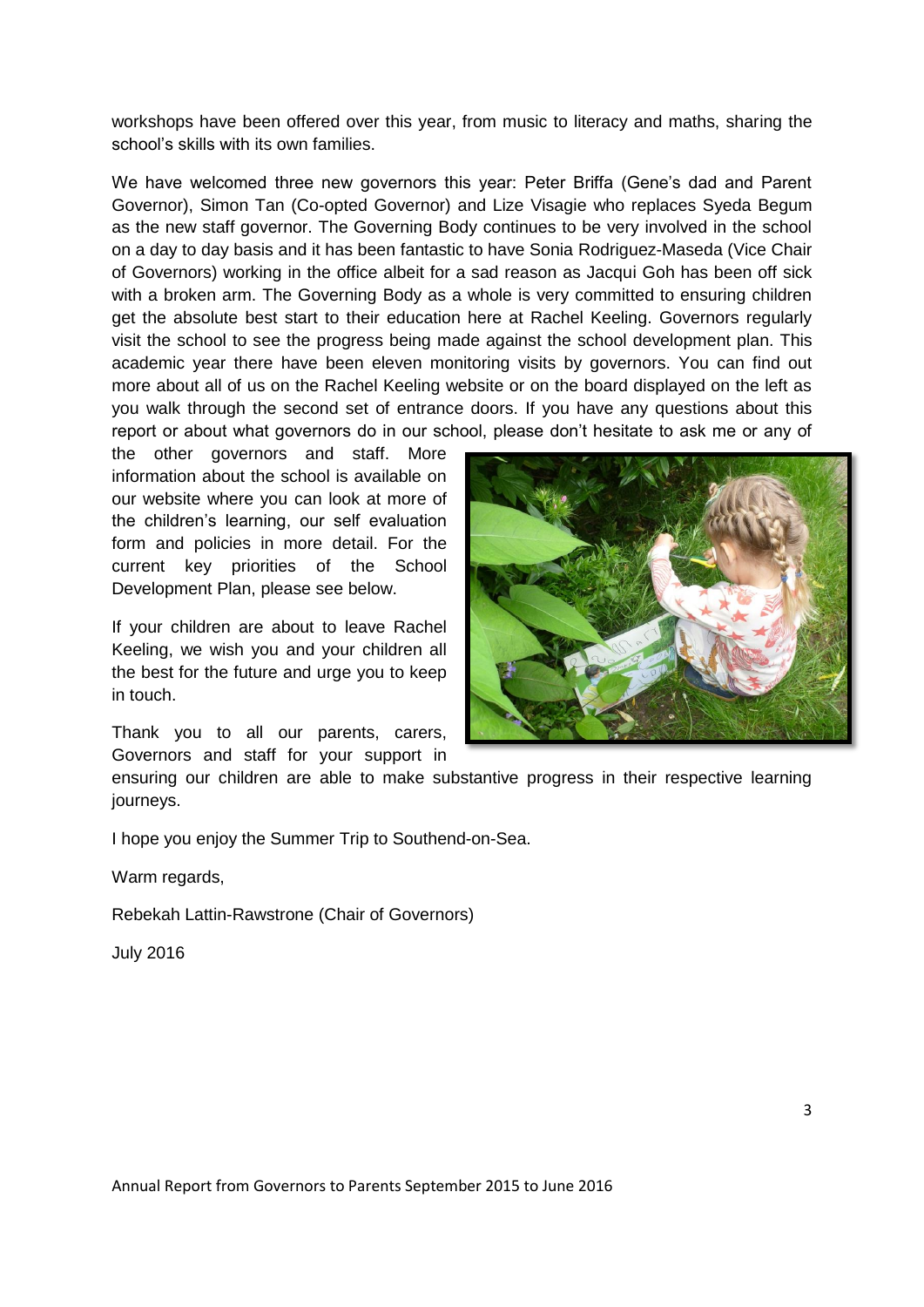workshops have been offered over this year, from music to literacy and maths, sharing the school's skills with its own families.

We have welcomed three new governors this year: Peter Briffa (Gene's dad and Parent Governor), Simon Tan (Co-opted Governor) and Lize Visagie who replaces Syeda Begum as the new staff governor. The Governing Body continues to be very involved in the school on a day to day basis and it has been fantastic to have Sonia Rodriguez-Maseda (Vice Chair of Governors) working in the office albeit for a sad reason as Jacqui Goh has been off sick with a broken arm. The Governing Body as a whole is very committed to ensuring children get the absolute best start to their education here at Rachel Keeling. Governors regularly visit the school to see the progress being made against the school development plan. This academic year there have been eleven monitoring visits by governors. You can find out more about all of us on the Rachel Keeling website or on the board displayed on the left as you walk through the second set of entrance doors. If you have any questions about this report or about what governors do in our school, please don't hesitate to ask me or any of the other governors and staff. More information about the school is available on our website where you can look at more of the children's learning, our self evaluation form and policies in more detail. For the current key priorities of the School Development Plan, please see below.

If your children are about to leave Rachel Keeling, we wish you and your children all the best for the future and urge you to keep in touch.

Thank you to all our parents, carers, Governors and staff for your support in ensuring our children are able to make substantive progress in their respective learning journeys.

I hope you enjoy the Summer Trip to Southend-on-Sea.

Warm regards,

Rebekah Lattin-Rawstrone (Chair of Governors)

July 2016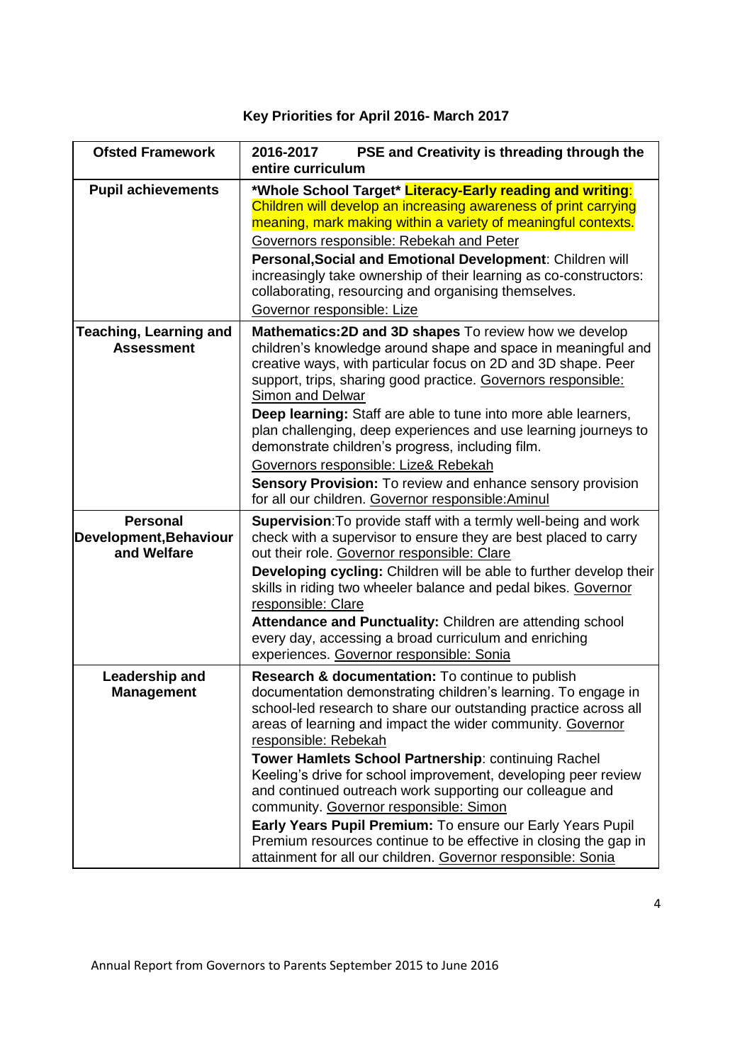## Key Priorities for April 2016- March 2017

| Ofsted Framework | 2016-2017 PSE and Creativity is threading through the entire curriculum |
| --- | --- |
| **Pupil achievements** | ***Whole School Target* Literacy-Early reading and writing**: Children will develop an increasing awareness of print carrying meaning, mark making within a variety of meaningful contexts. Governors responsible: Rebekah and Peter<br>**Personal,Social and Emotional Development**: Children will increasingly take ownership of their learning as co-constructors: collaborating, resourcing and organising themselves. Governor responsible: Lize |
| **Teaching, Learning and Assessment** | **Mathematics:2D and 3D shapes** To review how we develop children's knowledge around shape and space in meaningful and creative ways, with particular focus on 2D and 3D shape. Peer support, trips, sharing good practice. Governors responsible: Simon and Delwar<br>**Deep learning:** Staff are able to tune into more able learners, plan challenging, deep experiences and use learning journeys to demonstrate children's progress, including film. Governors responsible: Lize& Rebekah<br>**Sensory Provision:** To review and enhance sensory provision for all our children. Governor responsible:Aminul |
| **Personal Development,Behaviour and Welfare** | **Supervision**:To provide staff with a termly well-being and work check with a supervisor to ensure they are best placed to carry out their role. Governor responsible: Clare<br>**Developing cycling:** Children will be able to further develop their skills in riding two wheeler balance and pedal bikes. Governor responsible: Clare<br>**Attendance and Punctuality:** Children are attending school every day, accessing a broad curriculum and enriching experiences. Governor responsible: Sonia |
| **Leadership and Management** | **Research & documentation:** To continue to publish documentation demonstrating children's learning. To engage in school-led research to share our outstanding practice across all areas of learning and impact the wider community. Governor responsible: Rebekah<br>**Tower Hamlets School Partnership**: continuing Rachel Keeling's drive for school improvement, developing peer review and continued outreach work supporting our colleague and community. Governor responsible: Simon<br>**Early Years Pupil Premium:** To ensure our Early Years Pupil Premium resources continue to be effective in closing the gap in attainment for all our children. Governor responsible: Sonia |

Annual Report from Governors to Parents September 2015 to June 2016